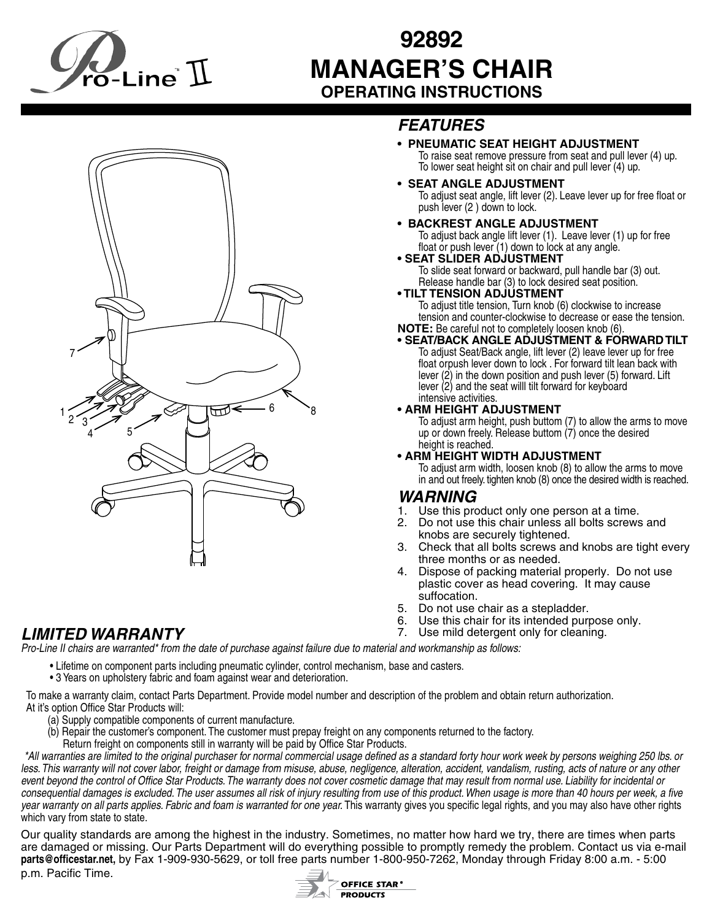# 92892 MANAGER'S CHAIR

## OPERATING INSTRUCTIONS

Pro-Line™ II

## FEATURES

- **PNEUMATIC SEAT HEIGHT ADJUSTMENT**
  To raise seat remove pressure from seat and pull lever (4) up. To lower seat height sit on chair and pull lever (4) up.
- **SEAT ANGLE ADJUSTMENT**
  To adjust seat angle, lift lever (2). Leave lever up for free float or push lever (2 ) down to lock.
- **BACKREST ANGLE ADJUSTMENT**
  To adjust back angle lift lever (1). Leave lever (1) up for free float or push lever (1) down to lock at any angle.
- **SEAT SLIDER ADJUSTMENT**
  To slide seat forward or backward, pull handle bar (3) out. Release handle bar (3) to lock desired seat position.
- **TILT TENSION ADJUSTMENT**
  To adjust title tension, Turn knob (6) clockwise to increase tension and counter-clockwise to decrease or ease the tension.

**NOTE:** Be careful not to completely loosen knob (6).

- **SEAT/BACK ANGLE ADJUSTMENT & FORWARD TILT**
  To adjust Seat/Back angle, lift lever (2) leave lever up for free float orpush lever down to lock . For forward tilt lean back with lever (2) in the down position and push lever (5) forward. Lift lever (2) and the seat willl tilt forward for keyboard intensive activities.
- **ARM HEIGHT ADJUSTMENT**
  To adjust arm height, push buttom (7) to allow the arms to move up or down freely. Release buttom (7) once the desired height is reached.
- **ARM HEIGHT WIDTH ADJUSTMENT**
  To adjust arm width, loosen knob (8) to allow the arms to move in and out freely. tighten knob (8) once the desired width is reached.

## WARNING

1. Use this product only one person at a time.
2. Do not use this chair unless all bolts screws and knobs are securely tightened.
3. Check that all bolts screws and knobs are tight every three months or as needed.
4. Dispose of packing material properly. Do not use plastic cover as head covering. It may cause suffocation.
5. Do not use chair as a stepladder.
6. Use this chair for its intended purpose only.
7. Use mild detergent only for cleaning.

## LIMITED WARRANTY

*Pro-Line II chairs are warranted* from the date of purchase against failure due to material and workmanship as follows:*

- Lifetime on component parts including pneumatic cylinder, control mechanism, base and casters.
- 3 Years on upholstery fabric and foam against wear and deterioration.

To make a warranty claim, contact Parts Department. Provide model number and description of the problem and obtain return authorization. At it's option Office Star Products will:

(a) Supply compatible components of current manufacture.
(b) Repair the customer's component. The customer must prepay freight on any components returned to the factory. Return freight on components still in warranty will be paid by Office Star Products.

*\*All warranties are limited to the original purchaser for normal commercial usage defined as a standard forty hour work week by persons weighing 250 lbs. or less. This warranty will not cover labor, freight or damage from misuse, abuse, negligence, alteration, accident, vandalism, rusting, acts of nature or any other event beyond the control of Office Star Products. The warranty does not cover cosmetic damage that may result from normal use. Liability for incidental or consequential damages is excluded. The user assumes all risk of injury resulting from use of this product. When usage is more than 40 hours per week, a five year warranty on all parts applies. Fabric and foam is warranted for one year.* This warranty gives you specific legal rights, and you may also have other rights which vary from state to state.

Our quality standards are among the highest in the industry. Sometimes, no matter how hard we try, there are times when parts are damaged or missing. Our Parts Department will do everything possible to promptly remedy the problem. Contact us via e-mail **parts@officestar.net,** by Fax 1-909-930-5629, or toll free parts number 1-800-950-7262, Monday through Friday 8:00 a.m. - 5:00 p.m. Pacific Time.

OFFICE STAR® PRODUCTS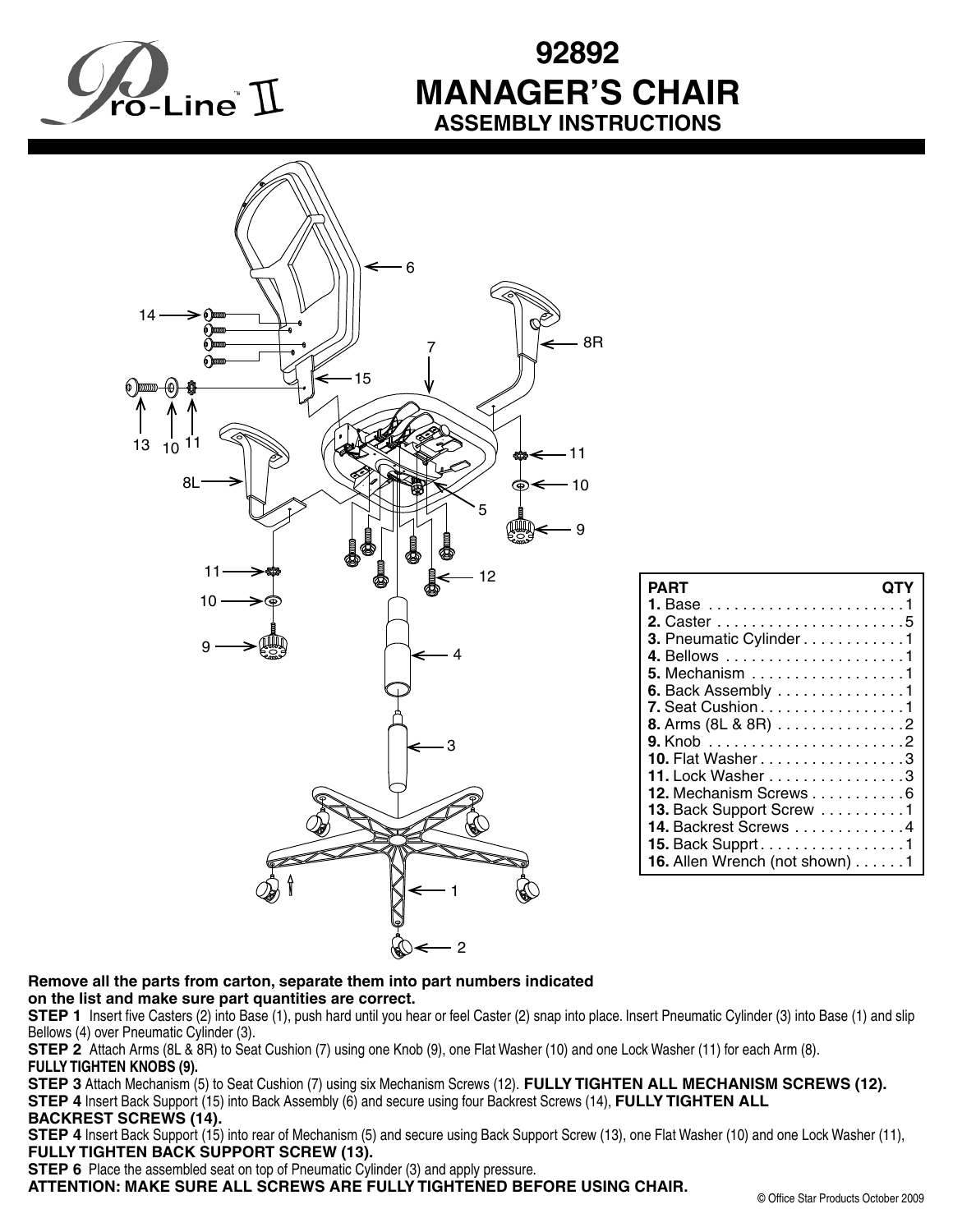# 92892
# MANAGER'S CHAIR
## ASSEMBLY INSTRUCTIONS

| PART | QTY |
|---|---|
| **1.** Base | 1 |
| **2.** Caster | 5 |
| **3.** Pneumatic Cylinder | 1 |
| **4.** Bellows | 1 |
| **5.** Mechanism | 1 |
| **6.** Back Assembly | 1 |
| **7.** Seat Cushion | 1 |
| **8.** Arms (8L & 8R) | 2 |
| **9.** Knob | 2 |
| **10.** Flat Washer | 3 |
| **11.** Lock Washer | 3 |
| **12.** Mechanism Screws | 6 |
| **13.** Back Support Screw | 1 |
| **14.** Backrest Screws | 4 |
| **15.** Back Supprt | 1 |
| **16.** Allen Wrench (not shown) | 1 |

**Remove all the parts from carton, separate them into part numbers indicated on the list and make sure part quantities are correct.**

**STEP 1** Insert five Casters (2) into Base (1), push hard until you hear or feel Caster (2) snap into place. Insert Pneumatic Cylinder (3) into Base (1) and slip Bellows (4) over Pneumatic Cylinder (3).

**STEP 2** Attach Arms (8L & 8R) to Seat Cushion (7) using one Knob (9), one Flat Washer (10) and one Lock Washer (11) for each Arm (8). **FULLY TIGHTEN KNOBS (9).**

**STEP 3** Attach Mechanism (5) to Seat Cushion (7) using six Mechanism Screws (12). **FULLY TIGHTEN ALL MECHANISM SCREWS (12).**

**STEP 4** Insert Back Support (15) into Back Assembly (6) and secure using four Backrest Screws (14), **FULLY TIGHTEN ALL BACKREST SCREWS (14).**

**STEP 4** Insert Back Support (15) into rear of Mechanism (5) and secure using Back Support Screw (13), one Flat Washer (10) and one Lock Washer (11), **FULLY TIGHTEN BACK SUPPORT SCREW (13).**

**STEP 6** Place the assembled seat on top of Pneumatic Cylinder (3) and apply pressure.

**ATTENTION: MAKE SURE ALL SCREWS ARE FULLY TIGHTENED BEFORE USING CHAIR.**

© Office Star Products October 2009